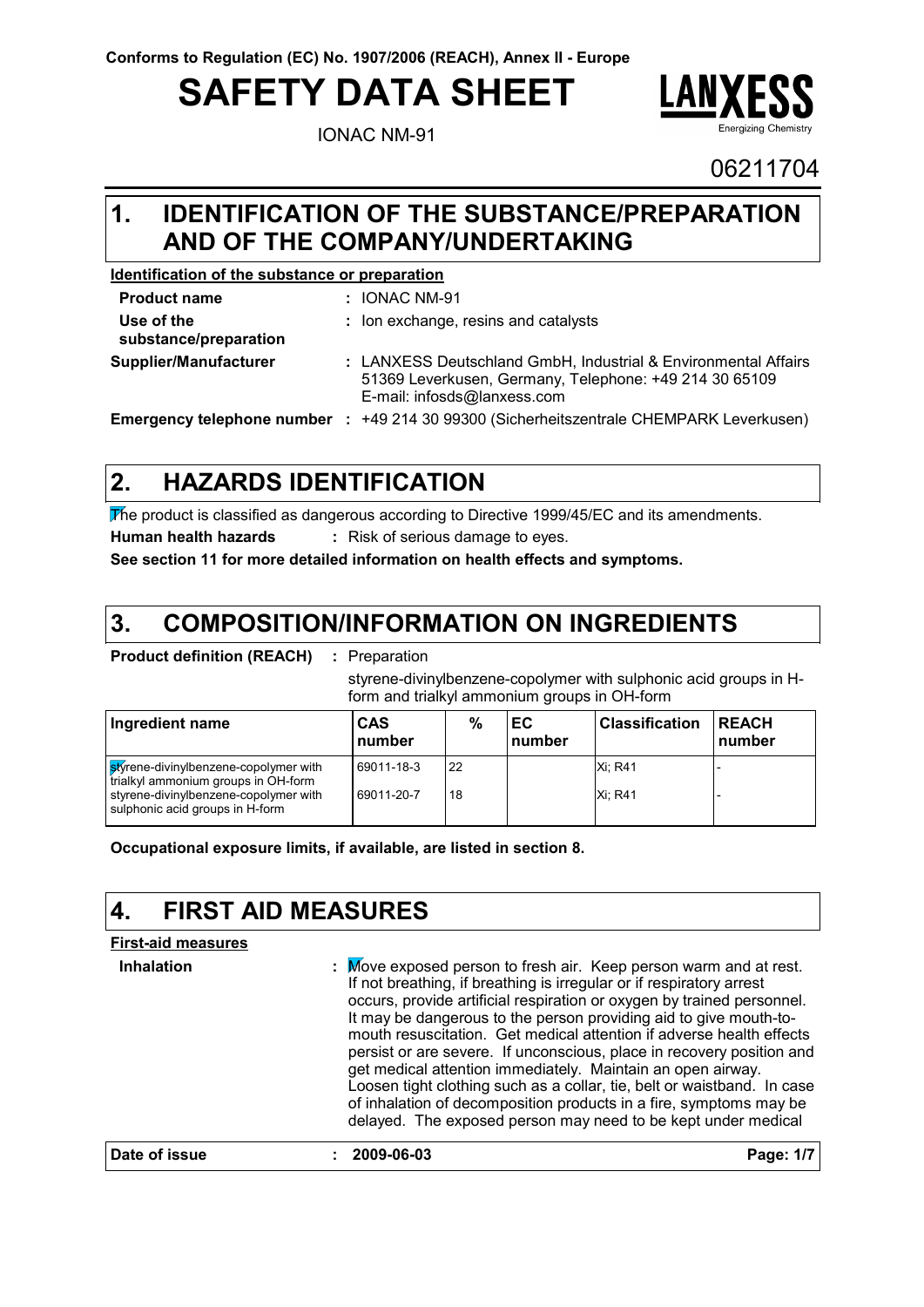Conforms to Regulation (EC) No. 1907/2006 (REACH), Annex II - Europe

# SAFETY DATA SHEET

IONAC NM-91

06211704

## 1. IDENTIFICATION OF THE SUBSTANCE/PREPARATION AND OF THE COMPANY/UNDERTAKING

**Identification of the substance or preparation**

**Product name** : IONAC NM-91

**Use of the substance/preparation** : Ion exchange, resins and catalysts

**Supplier/Manufacturer** : LANXESS Deutschland GmbH, Industrial & Environmental Affairs 51369 Leverkusen, Germany, Telephone: +49 214 30 65109 E-mail: infosds@lanxess.com

**Emergency telephone number** : +49 214 30 99300 (Sicherheitszentrale CHEMPARK Leverkusen)

## 2. HAZARDS IDENTIFICATION

The product is classified as dangerous according to Directive 1999/45/EC and its amendments.

**Human health hazards** : Risk of serious damage to eyes.

**See section 11 for more detailed information on health effects and symptoms.**

## 3. COMPOSITION/INFORMATION ON INGREDIENTS

**Product definition (REACH)** : Preparation

styrene-divinylbenzene-copolymer with sulphonic acid groups in H-form and trialkyl ammonium groups in OH-form

| Ingredient name | CAS number | % | EC number | Classification | REACH number |
|---|---|---|---|---|---|
| styrene-divinylbenzene-copolymer with trialkyl ammonium groups in OH-form | 69011-18-3 | 22 | | Xi; R41 | - |
| styrene-divinylbenzene-copolymer with sulphonic acid groups in H-form | 69011-20-7 | 18 | | Xi; R41 | - |

**Occupational exposure limits, if available, are listed in section 8.**

## 4. FIRST AID MEASURES

**First-aid measures**

**Inhalation** : Move exposed person to fresh air. Keep person warm and at rest. If not breathing, if breathing is irregular or if respiratory arrest occurs, provide artificial respiration or oxygen by trained personnel. It may be dangerous to the person providing aid to give mouth-to-mouth resuscitation. Get medical attention if adverse health effects persist or are severe. If unconscious, place in recovery position and get medical attention immediately. Maintain an open airway. Loosen tight clothing such as a collar, tie, belt or waistband. In case of inhalation of decomposition products in a fire, symptoms may be delayed. The exposed person may need to be kept under medical

**Date of issue** : 2009-06-03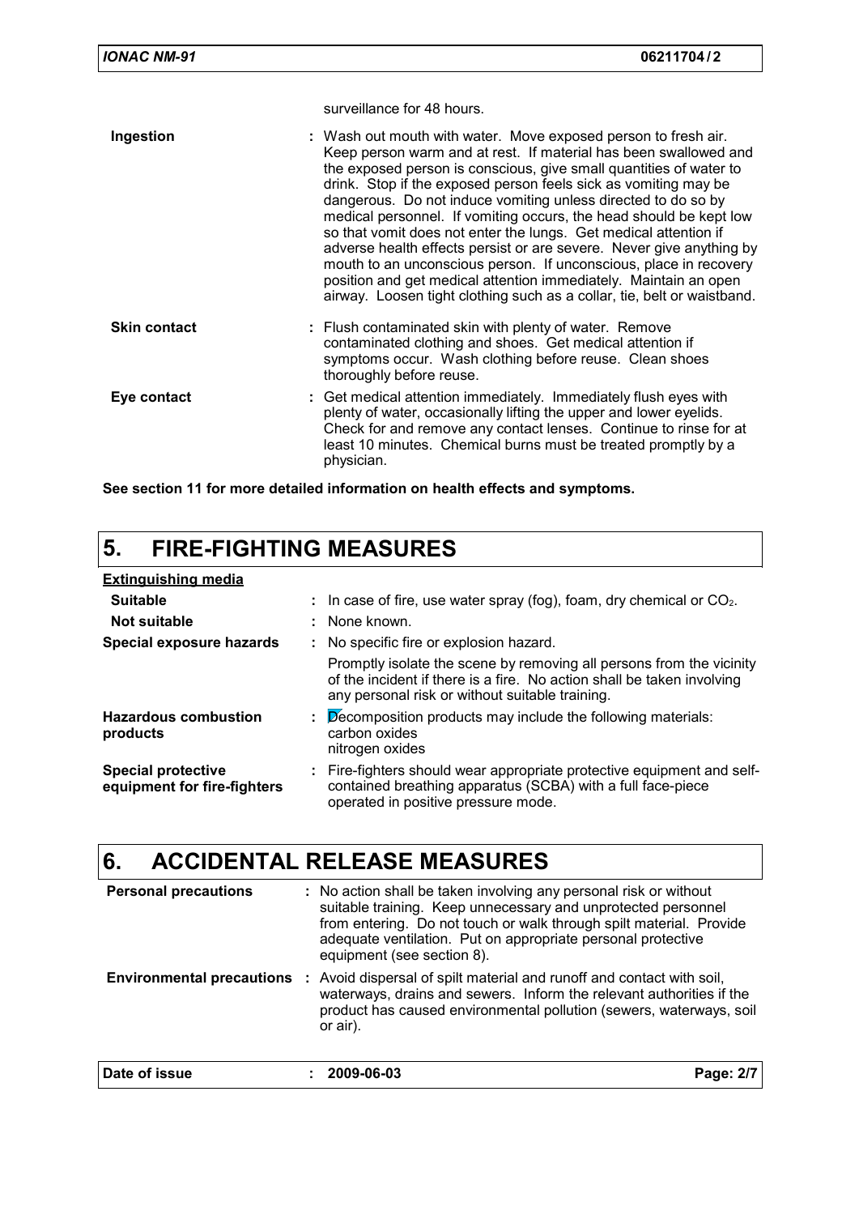surveillance for 48 hours.

| | |
|---|---|
| **Ingestion** | : Wash out mouth with water. Move exposed person to fresh air. Keep person warm and at rest. If material has been swallowed and the exposed person is conscious, give small quantities of water to drink. Stop if the exposed person feels sick as vomiting may be dangerous. Do not induce vomiting unless directed to do so by medical personnel. If vomiting occurs, the head should be kept low so that vomit does not enter the lungs. Get medical attention if adverse health effects persist or are severe. Never give anything by mouth to an unconscious person. If unconscious, place in recovery position and get medical attention immediately. Maintain an open airway. Loosen tight clothing such as a collar, tie, belt or waistband. |
| **Skin contact** | : Flush contaminated skin with plenty of water. Remove contaminated clothing and shoes. Get medical attention if symptoms occur. Wash clothing before reuse. Clean shoes thoroughly before reuse. |
| **Eye contact** | : Get medical attention immediately. Immediately flush eyes with plenty of water, occasionally lifting the upper and lower eyelids. Check for and remove any contact lenses. Continue to rinse for at least 10 minutes. Chemical burns must be treated promptly by a physician. |

**See section 11 for more detailed information on health effects and symptoms.**

# 5. FIRE-FIGHTING MEASURES

<u>**Extinguishing media**</u>

| | |
|---|---|
| **Suitable** | : In case of fire, use water spray (fog), foam, dry chemical or $CO_2$. |
| **Not suitable** | : None known. |
| **Special exposure hazards** | : No specific fire or explosion hazard. Promptly isolate the scene by removing all persons from the vicinity of the incident if there is a fire. No action shall be taken involving any personal risk or without suitable training. |
| **Hazardous combustion products** | : Decomposition products may include the following materials: carbon oxides nitrogen oxides |
| **Special protective equipment for fire-fighters** | : Fire-fighters should wear appropriate protective equipment and self-contained breathing apparatus (SCBA) with a full face-piece operated in positive pressure mode. |

# 6. ACCIDENTAL RELEASE MEASURES

| | |
|---|---|
| **Personal precautions** | : No action shall be taken involving any personal risk or without suitable training. Keep unnecessary and unprotected personnel from entering. Do not touch or walk through spilt material. Provide adequate ventilation. Put on appropriate personal protective equipment (see section 8). |
| **Environmental precautions** | : Avoid dispersal of spilt material and runoff and contact with soil, waterways, drains and sewers. Inform the relevant authorities if the product has caused environmental pollution (sewers, waterways, soil or air). |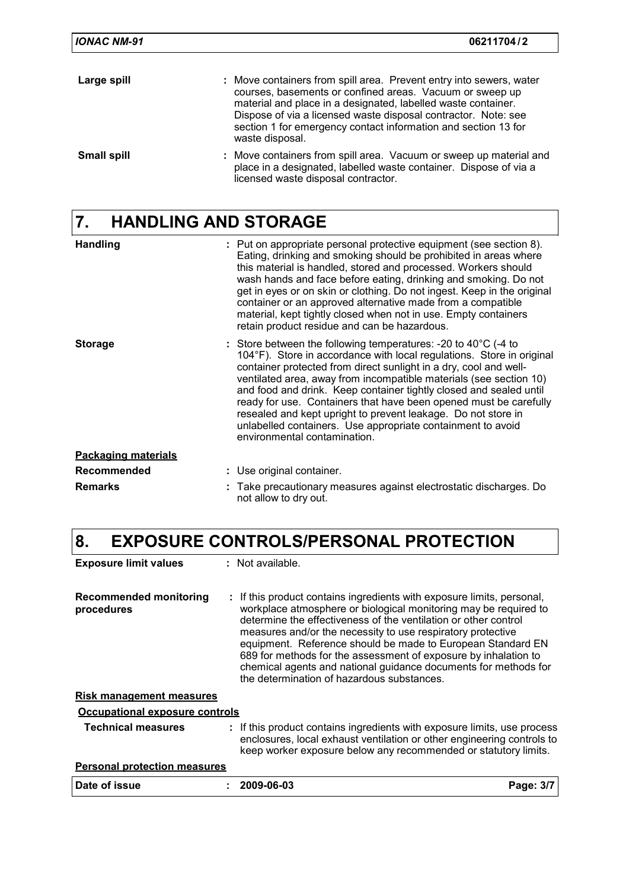**Large spill** : Move containers from spill area. Prevent entry into sewers, water courses, basements or confined areas. Vacuum or sweep up material and place in a designated, labelled waste container. Dispose of via a licensed waste disposal contractor. Note: see section 1 for emergency contact information and section 13 for waste disposal.

**Small spill** : Move containers from spill area. Vacuum or sweep up material and place in a designated, labelled waste container. Dispose of via a licensed waste disposal contractor.

## 7. HANDLING AND STORAGE

**Handling** : Put on appropriate personal protective equipment (see section 8). Eating, drinking and smoking should be prohibited in areas where this material is handled, stored and processed. Workers should wash hands and face before eating, drinking and smoking. Do not get in eyes or on skin or clothing. Do not ingest. Keep in the original container or an approved alternative made from a compatible material, kept tightly closed when not in use. Empty containers retain product residue and can be hazardous.

**Storage** : Store between the following temperatures: -20 to 40°C (-4 to 104°F). Store in accordance with local regulations. Store in original container protected from direct sunlight in a dry, cool and well-ventilated area, away from incompatible materials (see section 10) and food and drink. Keep container tightly closed and sealed until ready for use. Containers that have been opened must be carefully resealed and kept upright to prevent leakage. Do not store in unlabelled containers. Use appropriate containment to avoid environmental contamination.

**Packaging materials**

**Recommended** : Use original container.

**Remarks** : Take precautionary measures against electrostatic discharges. Do not allow to dry out.

## 8. EXPOSURE CONTROLS/PERSONAL PROTECTION

**Exposure limit values** : Not available.

**Recommended monitoring procedures** : If this product contains ingredients with exposure limits, personal, workplace atmosphere or biological monitoring may be required to determine the effectiveness of the ventilation or other control measures and/or the necessity to use respiratory protective equipment. Reference should be made to European Standard EN 689 for methods for the assessment of exposure by inhalation to chemical agents and national guidance documents for methods for the determination of hazardous substances.

**Risk management measures**

**Occupational exposure controls**

**Technical measures** : If this product contains ingredients with exposure limits, use process enclosures, local exhaust ventilation or other engineering controls to keep worker exposure below any recommended or statutory limits.

**Personal protection measures**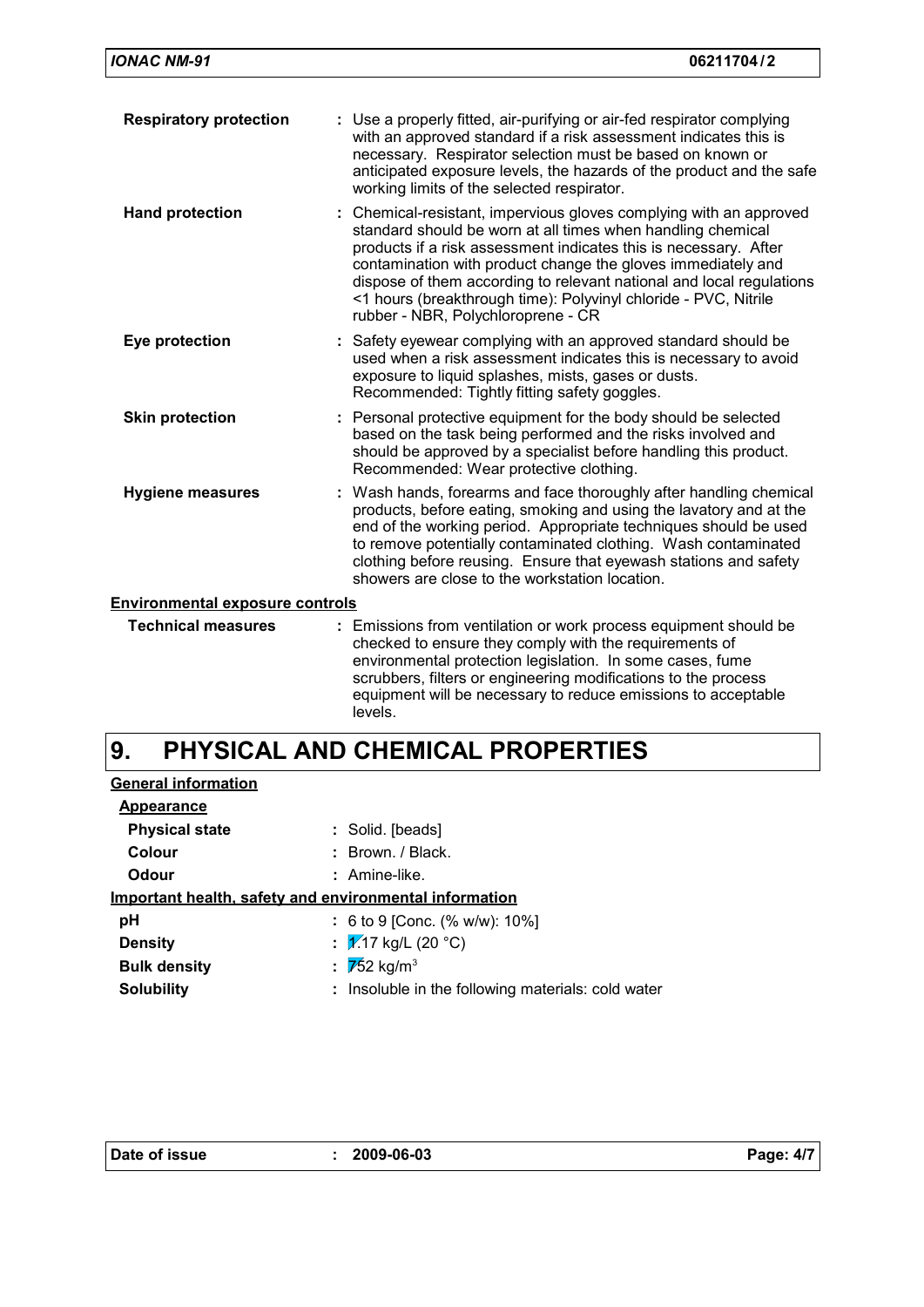| | |
|---|---|
| **Respiratory protection** | : Use a properly fitted, air-purifying or air-fed respirator complying with an approved standard if a risk assessment indicates this is necessary. Respirator selection must be based on known or anticipated exposure levels, the hazards of the product and the safe working limits of the selected respirator. |
| **Hand protection** | : Chemical-resistant, impervious gloves complying with an approved standard should be worn at all times when handling chemical products if a risk assessment indicates this is necessary. After contamination with product change the gloves immediately and dispose of them according to relevant national and local regulations <1 hours (breakthrough time): Polyvinyl chloride - PVC, Nitrile rubber - NBR, Polychloroprene - CR |
| **Eye protection** | : Safety eyewear complying with an approved standard should be used when a risk assessment indicates this is necessary to avoid exposure to liquid splashes, mists, gases or dusts. Recommended: Tightly fitting safety goggles. |
| **Skin protection** | : Personal protective equipment for the body should be selected based on the task being performed and the risks involved and should be approved by a specialist before handling this product. Recommended: Wear protective clothing. |
| **Hygiene measures** | : Wash hands, forearms and face thoroughly after handling chemical products, before eating, smoking and using the lavatory and at the end of the working period. Appropriate techniques should be used to remove potentially contaminated clothing. Wash contaminated clothing before reusing. Ensure that eyewash stations and safety showers are close to the workstation location. |

**Environmental exposure controls**

| | |
|---|---|
| **Technical measures** | : Emissions from ventilation or work process equipment should be checked to ensure they comply with the requirements of environmental protection legislation. In some cases, fume scrubbers, filters or engineering modifications to the process equipment will be necessary to reduce emissions to acceptable levels. |

# 9. PHYSICAL AND CHEMICAL PROPERTIES

**General information**

**Appearance**

| | |
|---|---|
| **Physical state** | : Solid. [beads] |
| **Colour** | : Brown. / Black. |
| **Odour** | : Amine-like. |

**Important health, safety and environmental information**

| | |
|---|---|
| **pH** | : 6 to 9 [Conc. (% w/w): 10%] |
| **Density** | : 1.17 kg/L (20 °C) |
| **Bulk density** | : 752 kg/m$^3$ |
| **Solubility** | : Insoluble in the following materials: cold water |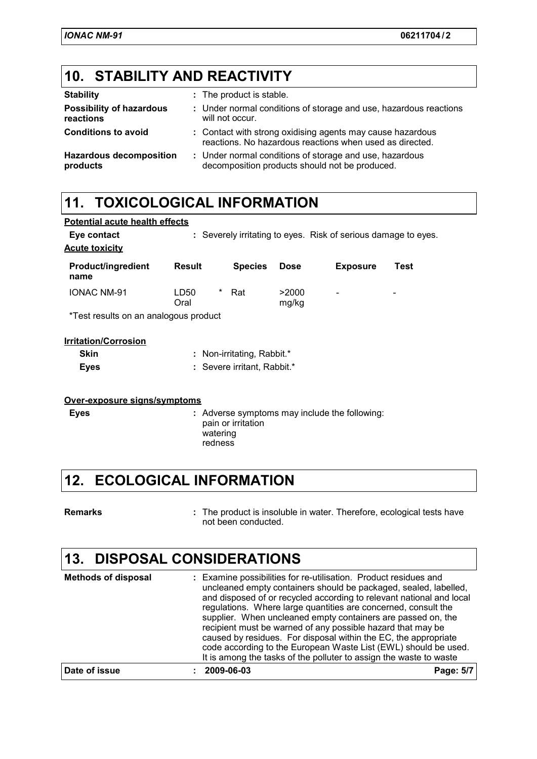## 10. STABILITY AND REACTIVITY

| | |
|---|---|
| **Stability** | : The product is stable. |
| **Possibility of hazardous reactions** | : Under normal conditions of storage and use, hazardous reactions will not occur. |
| **Conditions to avoid** | : Contact with strong oxidising agents may cause hazardous reactions. No hazardous reactions when used as directed. |
| **Hazardous decomposition products** | : Under normal conditions of storage and use, hazardous decomposition products should not be produced. |

## 11. TOXICOLOGICAL INFORMATION

**Potential acute health effects**

**Eye contact** : Severely irritating to eyes. Risk of serious damage to eyes.

**Acute toxicity**

| Product/ingredient name | Result | | Species | Dose | Exposure | Test |
|---|---|---|---|---|---|---|
| IONAC NM-91 | LD50 Oral | * | Rat | >2000 mg/kg | - | - |

*Test results on an analogous product

**Irritation/Corrosion**

**Skin** : Non-irritating, Rabbit.*

**Eyes** : Severe irritant, Rabbit.*

**Over-exposure signs/symptoms**

**Eyes** : Adverse symptoms may include the following:
pain or irritation
watering
redness

## 12. ECOLOGICAL INFORMATION

**Remarks** : The product is insoluble in water. Therefore, ecological tests have not been conducted.

## 13. DISPOSAL CONSIDERATIONS

**Methods of disposal** : Examine possibilities for re-utilisation. Product residues and uncleaned empty containers should be packaged, sealed, labelled, and disposed of or recycled according to relevant national and local regulations. Where large quantities are concerned, consult the supplier. When uncleaned empty containers are passed on, the recipient must be warned of any possible hazard that may be caused by residues. For disposal within the EC, the appropriate code according to the European Waste List (EWL) should be used. It is among the tasks of the polluter to assign the waste to waste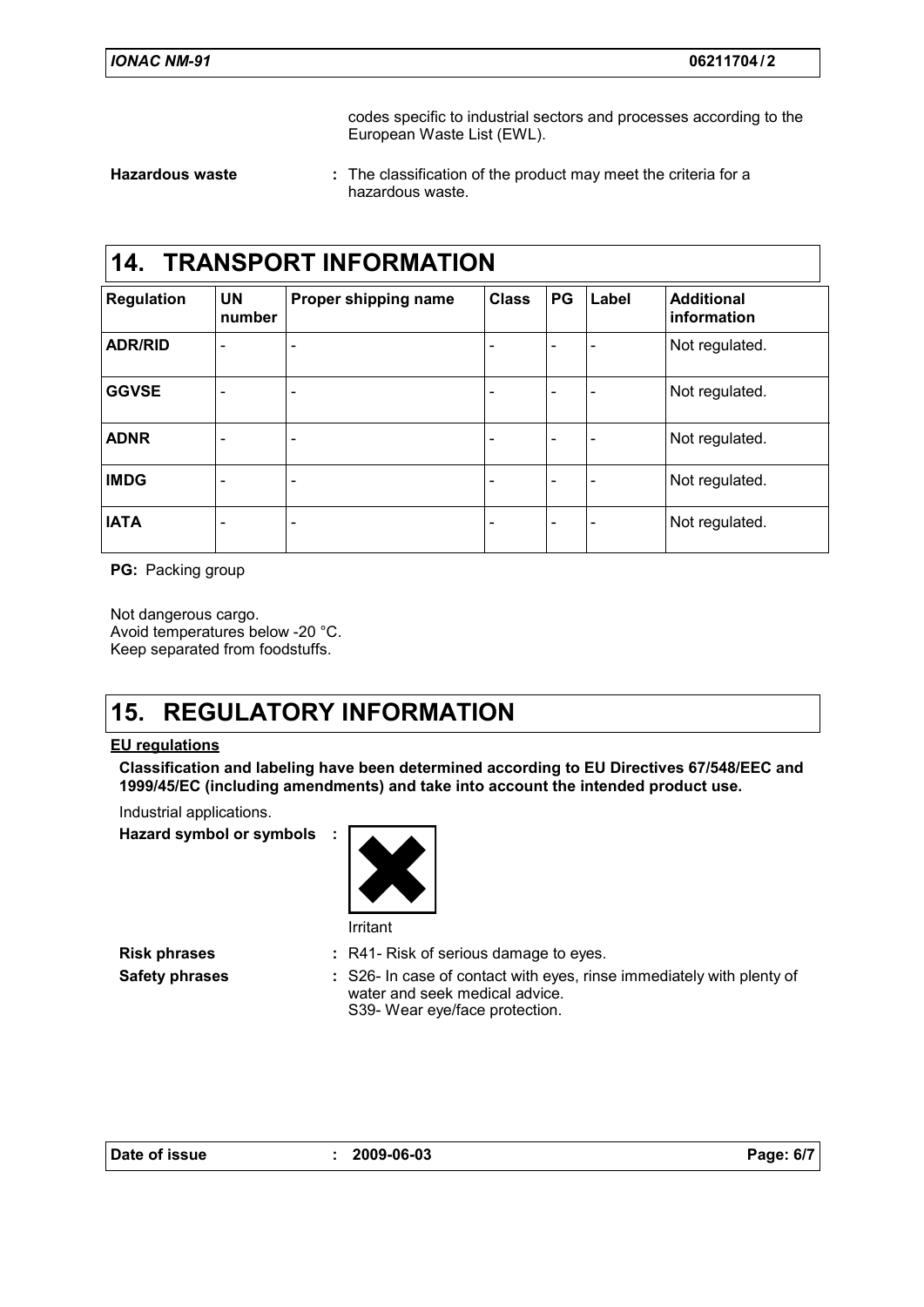codes specific to industrial sectors and processes according to the European Waste List (EWL).

**Hazardous waste** : The classification of the product may meet the criteria for a hazardous waste.

## 14. TRANSPORT INFORMATION

| Regulation | UN number | Proper shipping name | Class | PG | Label | Additional information |
|---|---|---|---|---|---|---|
| **ADR/RID** | - | - | - | - | - | Not regulated. |
| **GGVSE** | - | - | - | - | - | Not regulated. |
| **ADNR** | - | - | - | - | - | Not regulated. |
| **IMDG** | - | - | - | - | - | Not regulated. |
| **IATA** | - | - | - | - | - | Not regulated. |

**PG:** Packing group

Not dangerous cargo.
Avoid temperatures below -20 °C.
Keep separated from foodstuffs.

## 15. REGULATORY INFORMATION

**EU regulations**

**Classification and labeling have been determined according to EU Directives 67/548/EEC and 1999/45/EC (including amendments) and take into account the intended product use.**

Industrial applications.

**Hazard symbol or symbols** :

Irritant

**Risk phrases** : R41- Risk of serious damage to eyes.

**Safety phrases** : S26- In case of contact with eyes, rinse immediately with plenty of water and seek medical advice.
S39- Wear eye/face protection.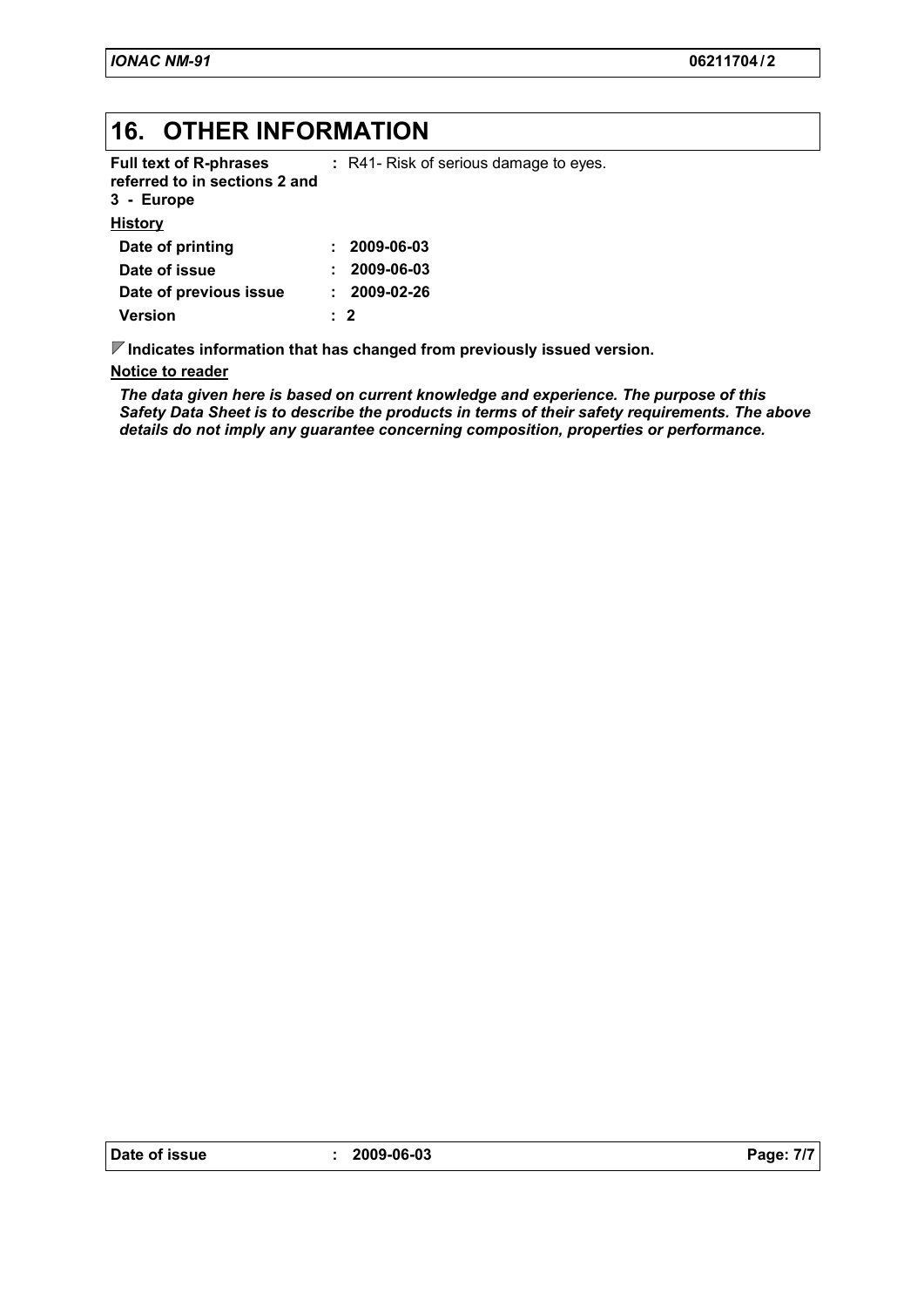# 16. OTHER INFORMATION

**Full text of R-phrases referred to in sections 2 and 3 - Europe** : R41- Risk of serious damage to eyes.

**History**

| | |
|---|---|
| **Date of printing** | : **2009-06-03** |
| **Date of issue** | : **2009-06-03** |
| **Date of previous issue** | : **2009-02-26** |
| **Version** | : **2** |

**Indicates information that has changed from previously issued version.**

**Notice to reader**

***The data given here is based on current knowledge and experience. The purpose of this Safety Data Sheet is to describe the products in terms of their safety requirements. The above details do not imply any guarantee concerning composition, properties or performance.***